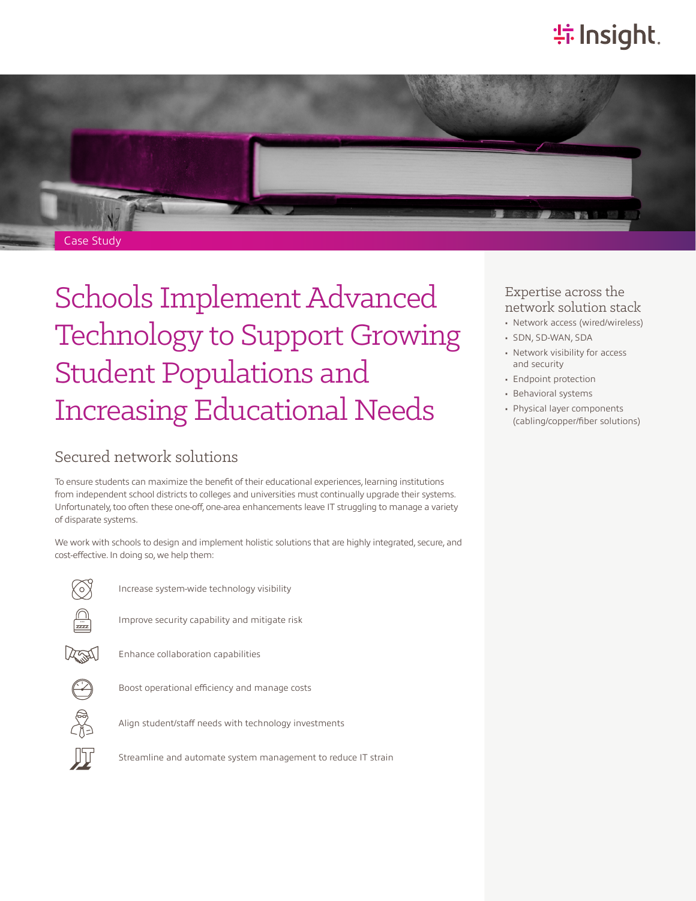Case Study

# Schools Implement Advanced Technology to Support Growing Student Populations and Increasing Educational Needs

## Secured network solutions

To ensure students can maximize the benefit of their educational experiences, learning institutions from independent school districts to colleges and universities must continually upgrade their systems. Unfortunately, too often these one-off, one-area enhancements leave IT struggling to manage a variety of disparate systems.

We work with schools to design and implement holistic solutions that are highly integrated, secure, and cost-effective. In doing so, we help them:

- Increase system-wide technology visibility
- Improve security capability and mitigate risk
- Enhance collaboration capabilities
- Boost operational efficiency and manage costs
- Align student/staff needs with technology investments
- Streamline and automate system management to reduce IT strain

### Expertise across the network solution stack

- Network access (wired/wireless)
- SDN, SD-WAN, SDA
- Network visibility for access and security
- Endpoint protection
- Behavioral systems
- Physical layer components (cabling/copper/fiber solutions)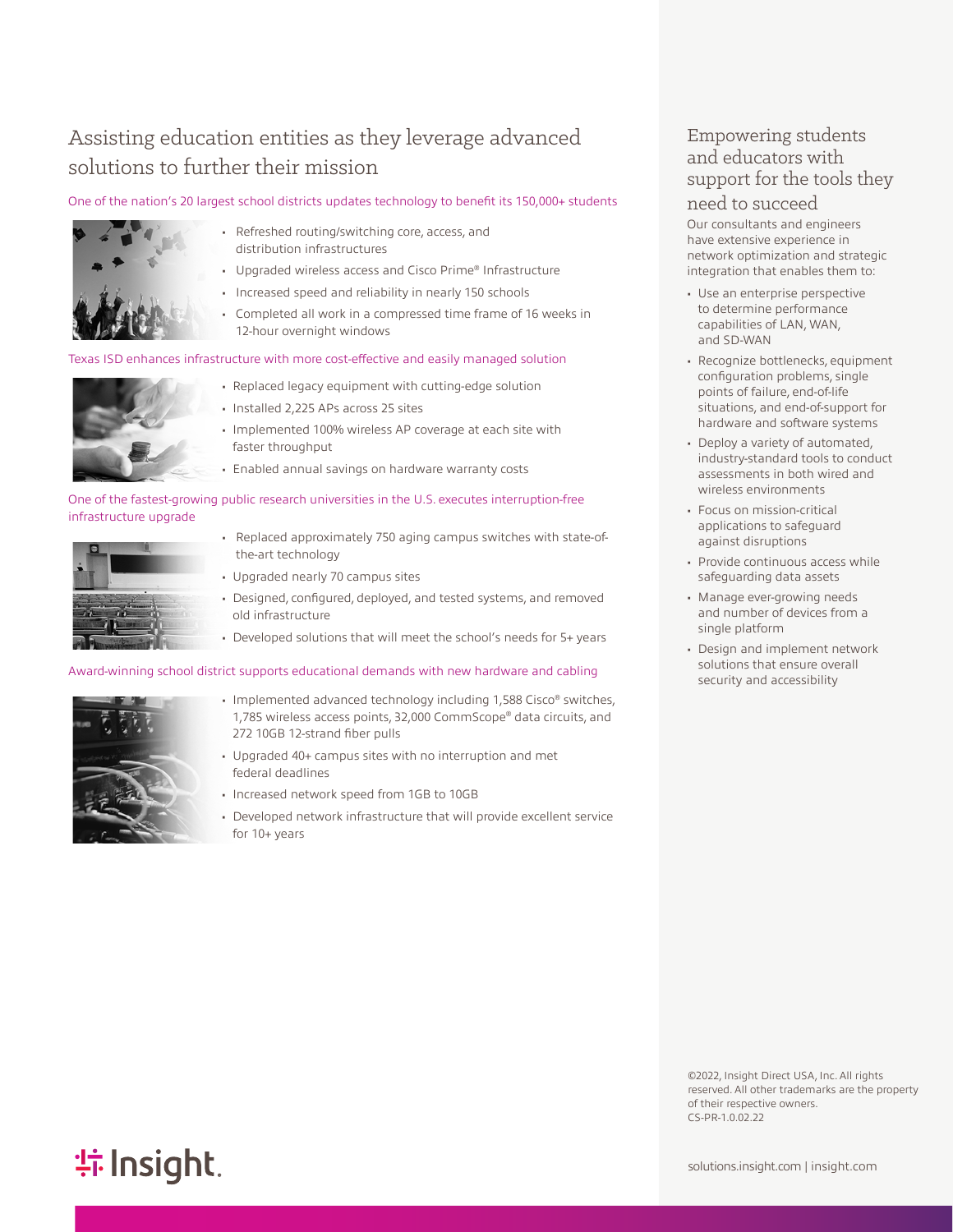## Assisting education entities as they leverage advanced solutions to further their mission

### One of the nation's 20 largest school districts updates technology to benefit its 150,000+ students

- Refreshed routing/switching core, access, and distribution infrastructures
- Upgraded wireless access and Cisco Prime® Infrastructure
- Increased speed and reliability in nearly 150 schools
- Completed all work in a compressed time frame of 16 weeks in 12-hour overnight windows

### Texas ISD enhances infrastructure with more cost-effective and easily managed solution

- Replaced legacy equipment with cutting-edge solution
- Installed 2,225 APs across 25 sites
- Implemented 100% wireless AP coverage at each site with faster throughput
- Enabled annual savings on hardware warranty costs

### One of the fastest-growing public research universities in the U.S. executes interruption-free infrastructure upgrade

- Replaced approximately 750 aging campus switches with state-of-the-art technology
- Upgraded nearly 70 campus sites
- Designed, configured, deployed, and tested systems, and removed old infrastructure
- Developed solutions that will meet the school's needs for 5+ years

### Award-winning school district supports educational demands with new hardware and cabling

- Implemented advanced technology including 1,588 Cisco® switches, 1,785 wireless access points, 32,000 CommScope® data circuits, and 272 10GB 12-strand fiber pulls
- Upgraded 40+ campus sites with no interruption and met federal deadlines
- Increased network speed from 1GB to 10GB
- Developed network infrastructure that will provide excellent service for 10+ years

## Empowering students and educators with support for the tools they need to succeed

Our consultants and engineers have extensive experience in network optimization and strategic integration that enables them to:

- Use an enterprise perspective to determine performance capabilities of LAN, WAN, and SD-WAN
- Recognize bottlenecks, equipment configuration problems, single points of failure, end-of-life situations, and end-of-support for hardware and software systems
- Deploy a variety of automated, industry-standard tools to conduct assessments in both wired and wireless environments
- Focus on mission-critical applications to safeguard against disruptions
- Provide continuous access while safeguarding data assets
- Manage ever-growing needs and number of devices from a single platform
- Design and implement network solutions that ensure overall security and accessibility

©2022, Insight Direct USA, Inc. All rights reserved. All other trademarks are the property of their respective owners.
CS-PR-1.0.02.22

Insight.

solutions.insight.com | insight.com